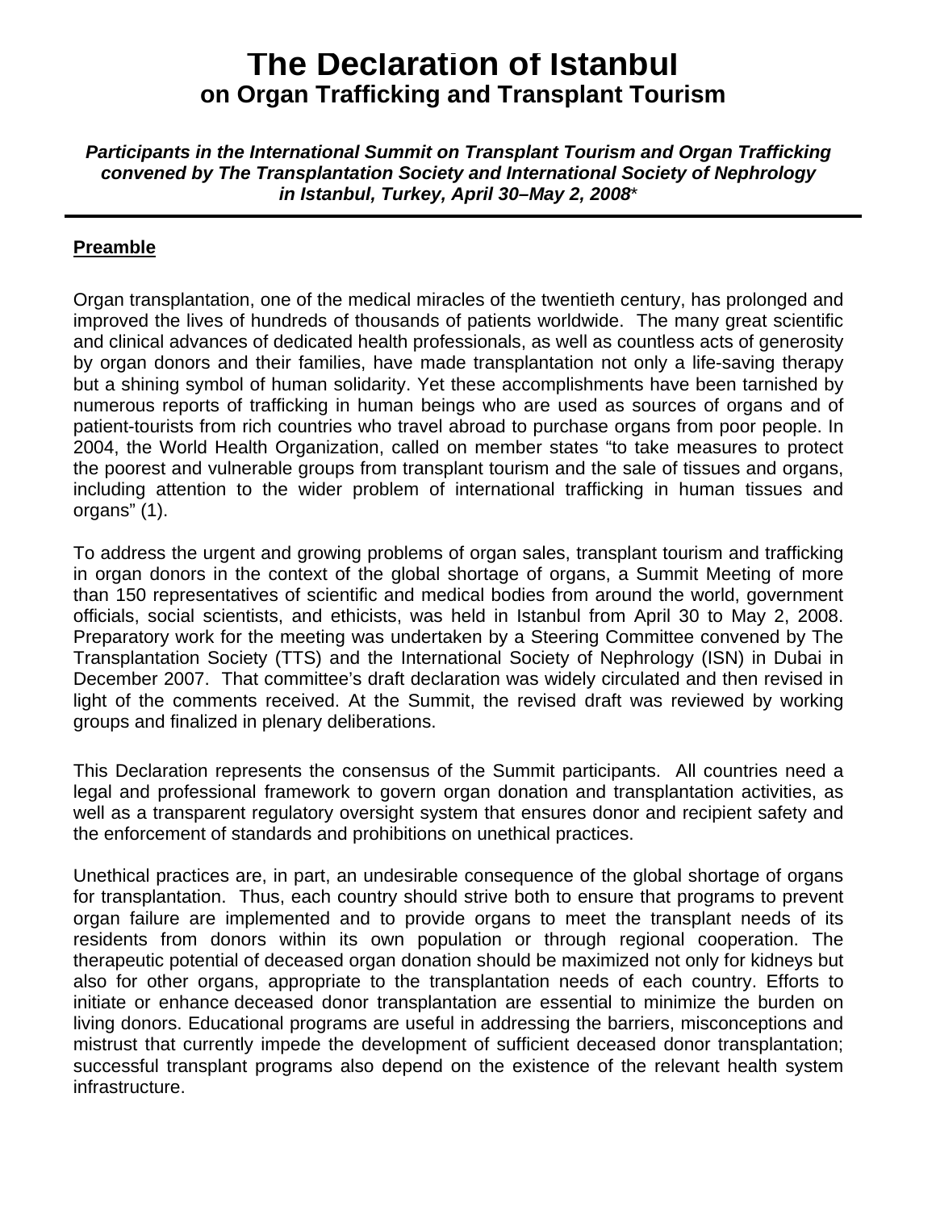# The Declaration of Istanbul
## on Organ Trafficking and Transplant Tourism

***Participants in the International Summit on Transplant Tourism and Organ Trafficking convened by The Transplantation Society and International Society of Nephrology in Istanbul, Turkey, April 30–May 2, 2008****

---

**Preamble**

Organ transplantation, one of the medical miracles of the twentieth century, has prolonged and improved the lives of hundreds of thousands of patients worldwide. The many great scientific and clinical advances of dedicated health professionals, as well as countless acts of generosity by organ donors and their families, have made transplantation not only a life-saving therapy but a shining symbol of human solidarity. Yet these accomplishments have been tarnished by numerous reports of trafficking in human beings who are used as sources of organs and of patient-tourists from rich countries who travel abroad to purchase organs from poor people. In 2004, the World Health Organization, called on member states "to take measures to protect the poorest and vulnerable groups from transplant tourism and the sale of tissues and organs, including attention to the wider problem of international trafficking in human tissues and organs" (1).

To address the urgent and growing problems of organ sales, transplant tourism and trafficking in organ donors in the context of the global shortage of organs, a Summit Meeting of more than 150 representatives of scientific and medical bodies from around the world, government officials, social scientists, and ethicists, was held in Istanbul from April 30 to May 2, 2008. Preparatory work for the meeting was undertaken by a Steering Committee convened by The Transplantation Society (TTS) and the International Society of Nephrology (ISN) in Dubai in December 2007. That committee's draft declaration was widely circulated and then revised in light of the comments received. At the Summit, the revised draft was reviewed by working groups and finalized in plenary deliberations.

This Declaration represents the consensus of the Summit participants. All countries need a legal and professional framework to govern organ donation and transplantation activities, as well as a transparent regulatory oversight system that ensures donor and recipient safety and the enforcement of standards and prohibitions on unethical practices.

Unethical practices are, in part, an undesirable consequence of the global shortage of organs for transplantation. Thus, each country should strive both to ensure that programs to prevent organ failure are implemented and to provide organs to meet the transplant needs of its residents from donors within its own population or through regional cooperation. The therapeutic potential of deceased organ donation should be maximized not only for kidneys but also for other organs, appropriate to the transplantation needs of each country. Efforts to initiate or enhance deceased donor transplantation are essential to minimize the burden on living donors. Educational programs are useful in addressing the barriers, misconceptions and mistrust that currently impede the development of sufficient deceased donor transplantation; successful transplant programs also depend on the existence of the relevant health system infrastructure.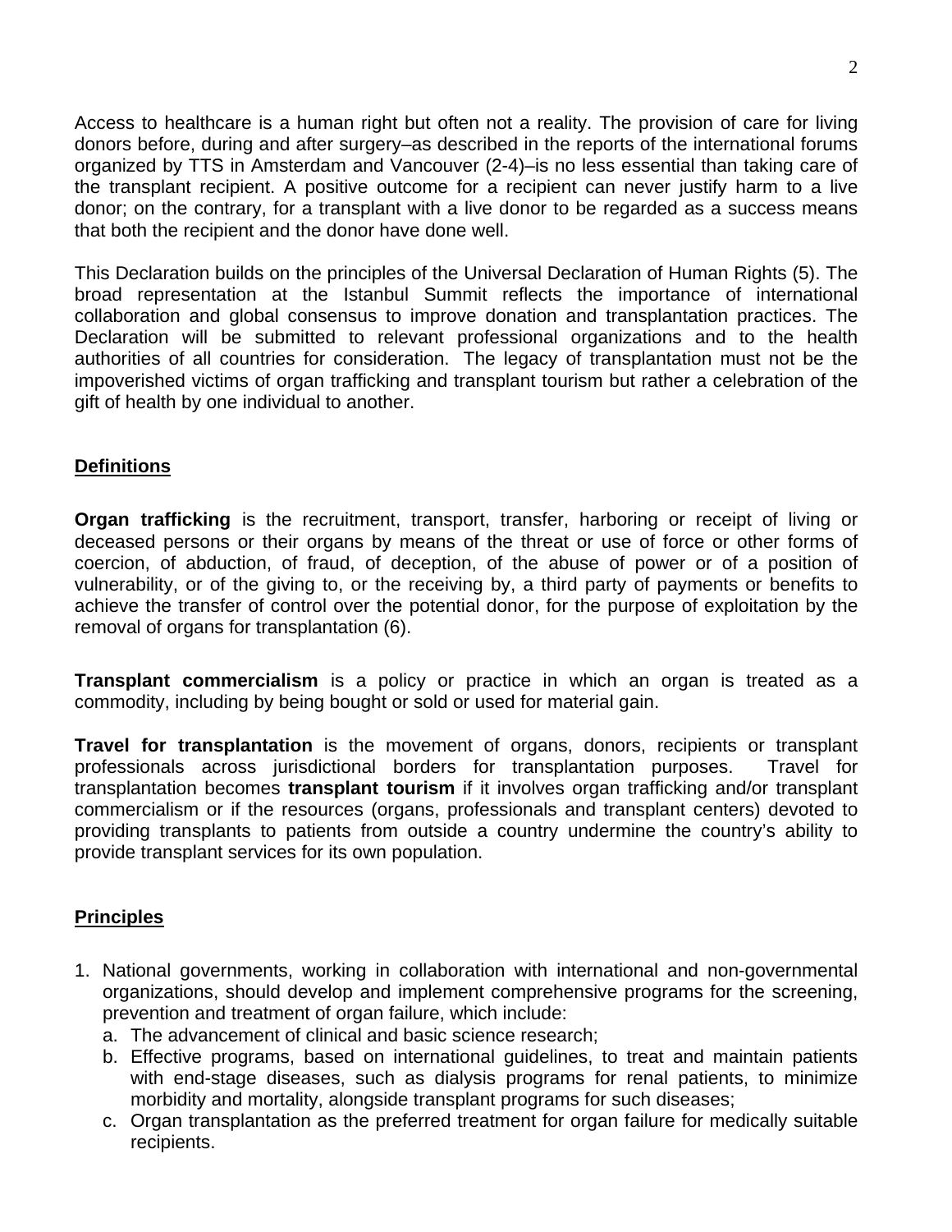Access to healthcare is a human right but often not a reality. The provision of care for living donors before, during and after surgery–as described in the reports of the international forums organized by TTS in Amsterdam and Vancouver (2-4)–is no less essential than taking care of the transplant recipient. A positive outcome for a recipient can never justify harm to a live donor; on the contrary, for a transplant with a live donor to be regarded as a success means that both the recipient and the donor have done well.

This Declaration builds on the principles of the Universal Declaration of Human Rights (5). The broad representation at the Istanbul Summit reflects the importance of international collaboration and global consensus to improve donation and transplantation practices. The Declaration will be submitted to relevant professional organizations and to the health authorities of all countries for consideration. The legacy of transplantation must not be the impoverished victims of organ trafficking and transplant tourism but rather a celebration of the gift of health by one individual to another.

## Definitions

**Organ trafficking** is the recruitment, transport, transfer, harboring or receipt of living or deceased persons or their organs by means of the threat or use of force or other forms of coercion, of abduction, of fraud, of deception, of the abuse of power or of a position of vulnerability, or of the giving to, or the receiving by, a third party of payments or benefits to achieve the transfer of control over the potential donor, for the purpose of exploitation by the removal of organs for transplantation (6).

**Transplant commercialism** is a policy or practice in which an organ is treated as a commodity, including by being bought or sold or used for material gain.

**Travel for transplantation** is the movement of organs, donors, recipients or transplant professionals across jurisdictional borders for transplantation purposes. Travel for transplantation becomes **transplant tourism** if it involves organ trafficking and/or transplant commercialism or if the resources (organs, professionals and transplant centers) devoted to providing transplants to patients from outside a country undermine the country's ability to provide transplant services for its own population.

## Principles

1. National governments, working in collaboration with international and non-governmental organizations, should develop and implement comprehensive programs for the screening, prevention and treatment of organ failure, which include:
   a. The advancement of clinical and basic science research;
   b. Effective programs, based on international guidelines, to treat and maintain patients with end-stage diseases, such as dialysis programs for renal patients, to minimize morbidity and mortality, alongside transplant programs for such diseases;
   c. Organ transplantation as the preferred treatment for organ failure for medically suitable recipients.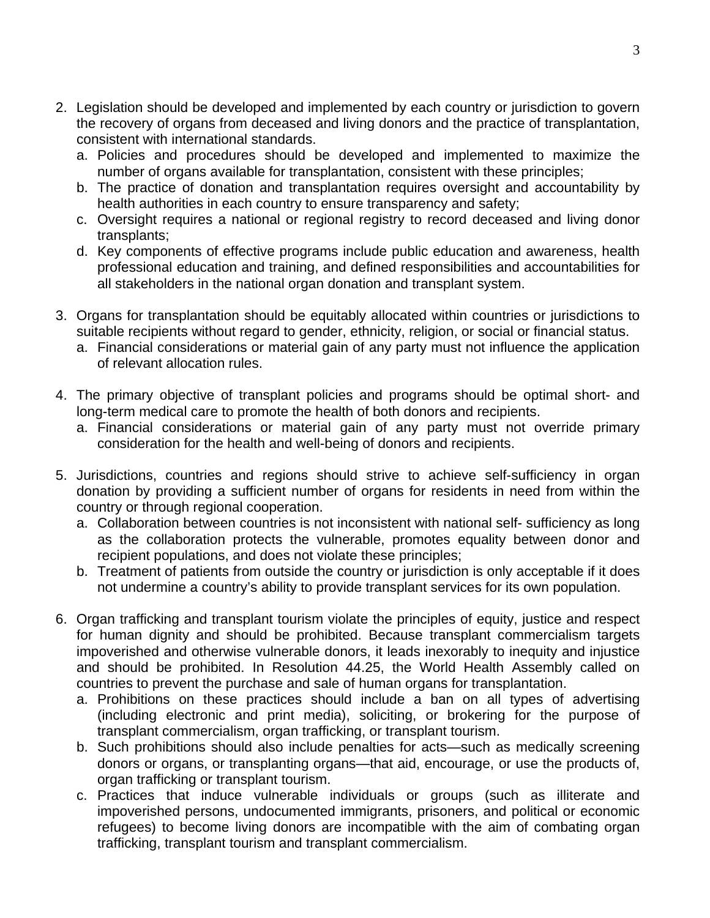2. Legislation should be developed and implemented by each country or jurisdiction to govern the recovery of organs from deceased and living donors and the practice of transplantation, consistent with international standards.
   a. Policies and procedures should be developed and implemented to maximize the number of organs available for transplantation, consistent with these principles;
   b. The practice of donation and transplantation requires oversight and accountability by health authorities in each country to ensure transparency and safety;
   c. Oversight requires a national or regional registry to record deceased and living donor transplants;
   d. Key components of effective programs include public education and awareness, health professional education and training, and defined responsibilities and accountabilities for all stakeholders in the national organ donation and transplant system.

3. Organs for transplantation should be equitably allocated within countries or jurisdictions to suitable recipients without regard to gender, ethnicity, religion, or social or financial status.
   a. Financial considerations or material gain of any party must not influence the application of relevant allocation rules.

4. The primary objective of transplant policies and programs should be optimal short- and long-term medical care to promote the health of both donors and recipients.
   a. Financial considerations or material gain of any party must not override primary consideration for the health and well-being of donors and recipients.

5. Jurisdictions, countries and regions should strive to achieve self-sufficiency in organ donation by providing a sufficient number of organs for residents in need from within the country or through regional cooperation.
   a. Collaboration between countries is not inconsistent with national self- sufficiency as long as the collaboration protects the vulnerable, promotes equality between donor and recipient populations, and does not violate these principles;
   b. Treatment of patients from outside the country or jurisdiction is only acceptable if it does not undermine a country's ability to provide transplant services for its own population.

6. Organ trafficking and transplant tourism violate the principles of equity, justice and respect for human dignity and should be prohibited. Because transplant commercialism targets impoverished and otherwise vulnerable donors, it leads inexorably to inequity and injustice and should be prohibited. In Resolution 44.25, the World Health Assembly called on countries to prevent the purchase and sale of human organs for transplantation.
   a. Prohibitions on these practices should include a ban on all types of advertising (including electronic and print media), soliciting, or brokering for the purpose of transplant commercialism, organ trafficking, or transplant tourism.
   b. Such prohibitions should also include penalties for acts—such as medically screening donors or organs, or transplanting organs—that aid, encourage, or use the products of, organ trafficking or transplant tourism.
   c. Practices that induce vulnerable individuals or groups (such as illiterate and impoverished persons, undocumented immigrants, prisoners, and political or economic refugees) to become living donors are incompatible with the aim of combating organ trafficking, transplant tourism and transplant commercialism.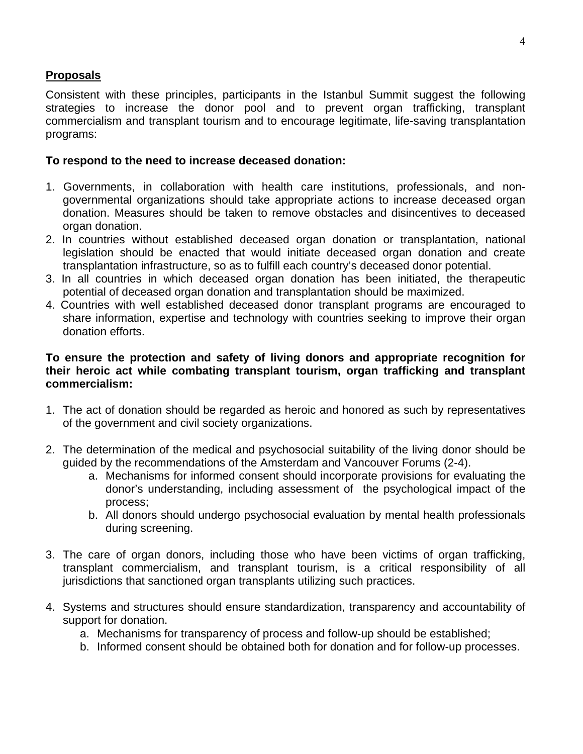## Proposals

Consistent with these principles, participants in the Istanbul Summit suggest the following strategies to increase the donor pool and to prevent organ trafficking, transplant commercialism and transplant tourism and to encourage legitimate, life-saving transplantation programs:

**To respond to the need to increase deceased donation:**

1. Governments, in collaboration with health care institutions, professionals, and non-governmental organizations should take appropriate actions to increase deceased organ donation. Measures should be taken to remove obstacles and disincentives to deceased organ donation.
2. In countries without established deceased organ donation or transplantation, national legislation should be enacted that would initiate deceased organ donation and create transplantation infrastructure, so as to fulfill each country's deceased donor potential.
3. In all countries in which deceased organ donation has been initiated, the therapeutic potential of deceased organ donation and transplantation should be maximized.
4. Countries with well established deceased donor transplant programs are encouraged to share information, expertise and technology with countries seeking to improve their organ donation efforts.

**To ensure the protection and safety of living donors and appropriate recognition for their heroic act while combating transplant tourism, organ trafficking and transplant commercialism:**

1. The act of donation should be regarded as heroic and honored as such by representatives of the government and civil society organizations.

2. The determination of the medical and psychosocial suitability of the living donor should be guided by the recommendations of the Amsterdam and Vancouver Forums (2-4).
   a. Mechanisms for informed consent should incorporate provisions for evaluating the donor's understanding, including assessment of the psychological impact of the process;
   b. All donors should undergo psychosocial evaluation by mental health professionals during screening.

3. The care of organ donors, including those who have been victims of organ trafficking, transplant commercialism, and transplant tourism, is a critical responsibility of all jurisdictions that sanctioned organ transplants utilizing such practices.

4. Systems and structures should ensure standardization, transparency and accountability of support for donation.
   a. Mechanisms for transparency of process and follow-up should be established;
   b. Informed consent should be obtained both for donation and for follow-up processes.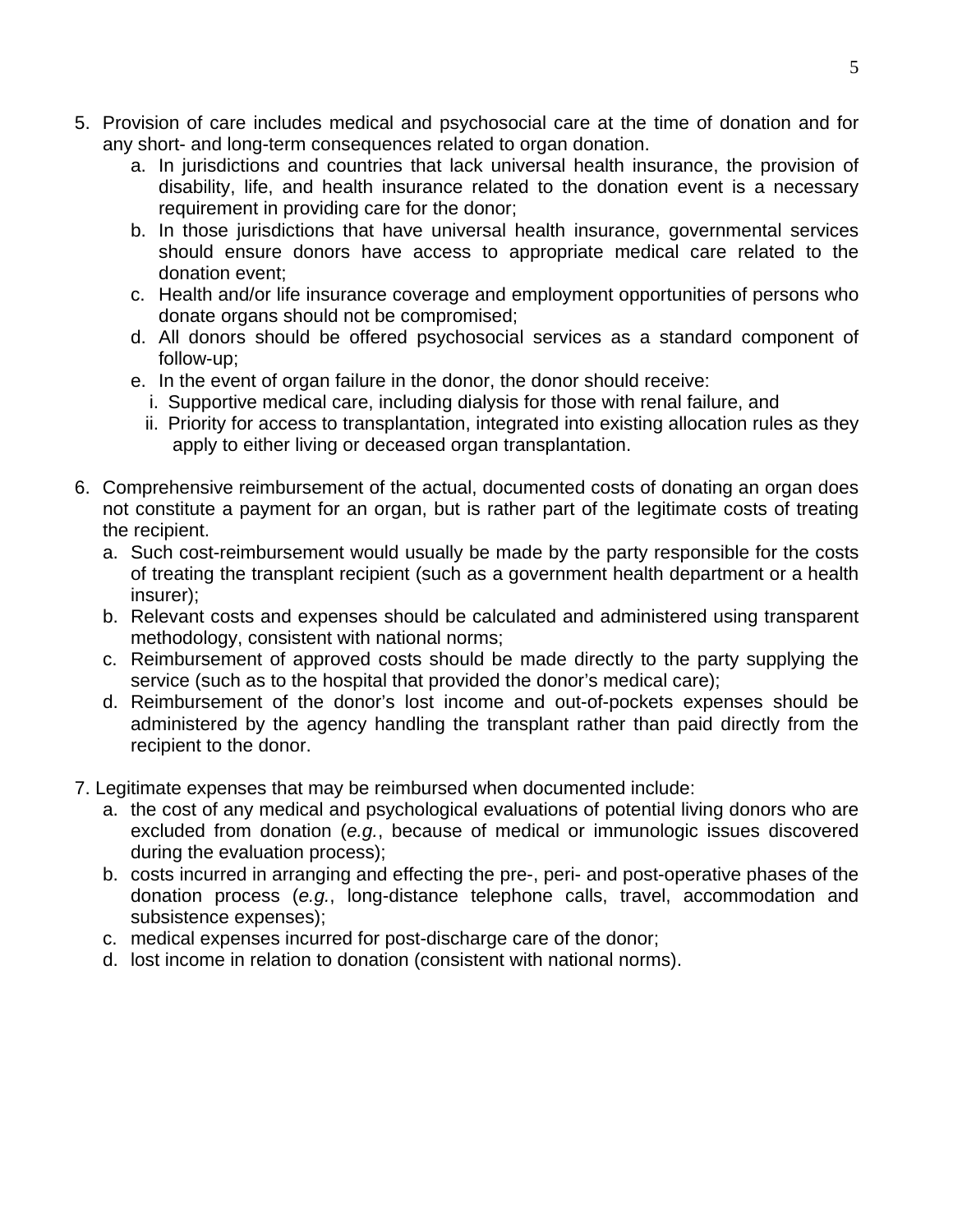5. Provision of care includes medical and psychosocial care at the time of donation and for any short- and long-term consequences related to organ donation.
   a. In jurisdictions and countries that lack universal health insurance, the provision of disability, life, and health insurance related to the donation event is a necessary requirement in providing care for the donor;
   b. In those jurisdictions that have universal health insurance, governmental services should ensure donors have access to appropriate medical care related to the donation event;
   c. Health and/or life insurance coverage and employment opportunities of persons who donate organs should not be compromised;
   d. All donors should be offered psychosocial services as a standard component of follow-up;
   e. In the event of organ failure in the donor, the donor should receive:
      i. Supportive medical care, including dialysis for those with renal failure, and
      ii. Priority for access to transplantation, integrated into existing allocation rules as they apply to either living or deceased organ transplantation.

6. Comprehensive reimbursement of the actual, documented costs of donating an organ does not constitute a payment for an organ, but is rather part of the legitimate costs of treating the recipient.
   a. Such cost-reimbursement would usually be made by the party responsible for the costs of treating the transplant recipient (such as a government health department or a health insurer);
   b. Relevant costs and expenses should be calculated and administered using transparent methodology, consistent with national norms;
   c. Reimbursement of approved costs should be made directly to the party supplying the service (such as to the hospital that provided the donor's medical care);
   d. Reimbursement of the donor's lost income and out-of-pockets expenses should be administered by the agency handling the transplant rather than paid directly from the recipient to the donor.

7. Legitimate expenses that may be reimbursed when documented include:
   a. the cost of any medical and psychological evaluations of potential living donors who are excluded from donation (*e.g.*, because of medical or immunologic issues discovered during the evaluation process);
   b. costs incurred in arranging and effecting the pre-, peri- and post-operative phases of the donation process (*e.g.*, long-distance telephone calls, travel, accommodation and subsistence expenses);
   c. medical expenses incurred for post-discharge care of the donor;
   d. lost income in relation to donation (consistent with national norms).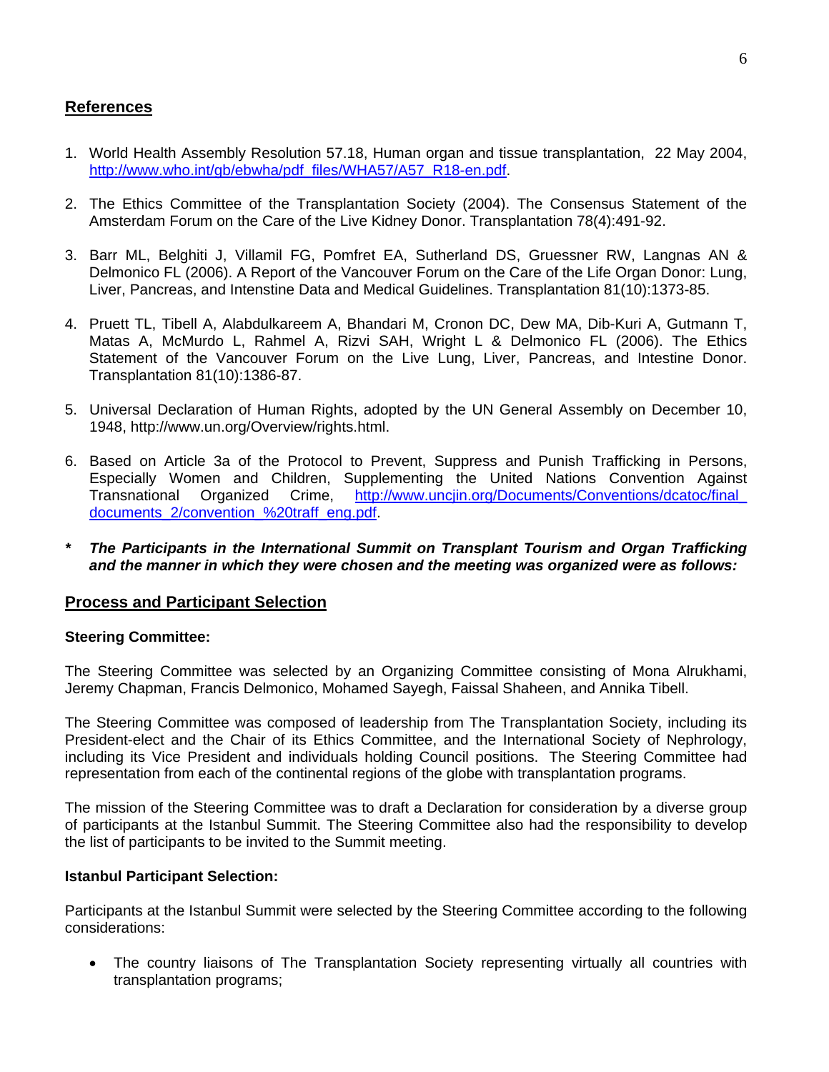## References

1. World Health Assembly Resolution 57.18, Human organ and tissue transplantation, 22 May 2004, http://www.who.int/gb/ebwha/pdf_files/WHA57/A57_R18-en.pdf.

2. The Ethics Committee of the Transplantation Society (2004). The Consensus Statement of the Amsterdam Forum on the Care of the Live Kidney Donor. Transplantation 78(4):491-92.

3. Barr ML, Belghiti J, Villamil FG, Pomfret EA, Sutherland DS, Gruessner RW, Langnas AN & Delmonico FL (2006). A Report of the Vancouver Forum on the Care of the Life Organ Donor: Lung, Liver, Pancreas, and Intenstine Data and Medical Guidelines. Transplantation 81(10):1373-85.

4. Pruett TL, Tibell A, Alabdulkareem A, Bhandari M, Cronon DC, Dew MA, Dib-Kuri A, Gutmann T, Matas A, McMurdo L, Rahmel A, Rizvi SAH, Wright L & Delmonico FL (2006). The Ethics Statement of the Vancouver Forum on the Live Lung, Liver, Pancreas, and Intestine Donor. Transplantation 81(10):1386-87.

5. Universal Declaration of Human Rights, adopted by the UN General Assembly on December 10, 1948, http://www.un.org/Overview/rights.html.

6. Based on Article 3a of the Protocol to Prevent, Suppress and Punish Trafficking in Persons, Especially Women and Children, Supplementing the United Nations Convention Against Transnational Organized Crime, http://www.uncjin.org/Documents/Conventions/dcatoc/final_documents_2/convention_%20traff_eng.pdf.

\* ***The Participants in the International Summit on Transplant Tourism and Organ Trafficking and the manner in which they were chosen and the meeting was organized were as follows:***

## Process and Participant Selection

**Steering Committee:**

The Steering Committee was selected by an Organizing Committee consisting of Mona Alrukhami, Jeremy Chapman, Francis Delmonico, Mohamed Sayegh, Faissal Shaheen, and Annika Tibell.

The Steering Committee was composed of leadership from The Transplantation Society, including its President-elect and the Chair of its Ethics Committee, and the International Society of Nephrology, including its Vice President and individuals holding Council positions. The Steering Committee had representation from each of the continental regions of the globe with transplantation programs.

The mission of the Steering Committee was to draft a Declaration for consideration by a diverse group of participants at the Istanbul Summit. The Steering Committee also had the responsibility to develop the list of participants to be invited to the Summit meeting.

**Istanbul Participant Selection:**

Participants at the Istanbul Summit were selected by the Steering Committee according to the following considerations:

- The country liaisons of The Transplantation Society representing virtually all countries with transplantation programs;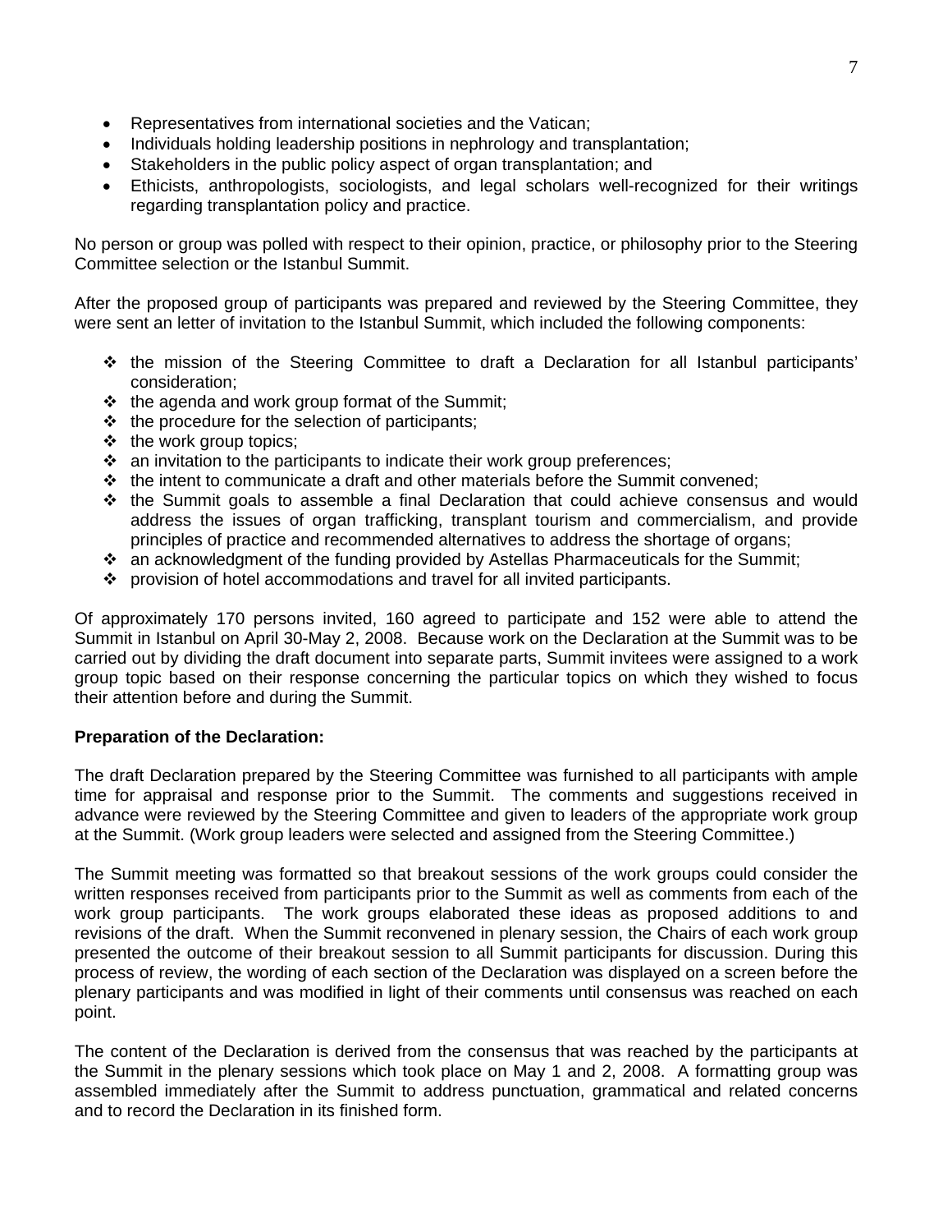- Representatives from international societies and the Vatican;
- Individuals holding leadership positions in nephrology and transplantation;
- Stakeholders in the public policy aspect of organ transplantation; and
- Ethicists, anthropologists, sociologists, and legal scholars well-recognized for their writings regarding transplantation policy and practice.

No person or group was polled with respect to their opinion, practice, or philosophy prior to the Steering Committee selection or the Istanbul Summit.

After the proposed group of participants was prepared and reviewed by the Steering Committee, they were sent an letter of invitation to the Istanbul Summit, which included the following components:

- the mission of the Steering Committee to draft a Declaration for all Istanbul participants' consideration;
- the agenda and work group format of the Summit;
- the procedure for the selection of participants;
- the work group topics;
- an invitation to the participants to indicate their work group preferences;
- the intent to communicate a draft and other materials before the Summit convened;
- the Summit goals to assemble a final Declaration that could achieve consensus and would address the issues of organ trafficking, transplant tourism and commercialism, and provide principles of practice and recommended alternatives to address the shortage of organs;
- an acknowledgment of the funding provided by Astellas Pharmaceuticals for the Summit;
- provision of hotel accommodations and travel for all invited participants.

Of approximately 170 persons invited, 160 agreed to participate and 152 were able to attend the Summit in Istanbul on April 30-May 2, 2008. Because work on the Declaration at the Summit was to be carried out by dividing the draft document into separate parts, Summit invitees were assigned to a work group topic based on their response concerning the particular topics on which they wished to focus their attention before and during the Summit.

**Preparation of the Declaration:**

The draft Declaration prepared by the Steering Committee was furnished to all participants with ample time for appraisal and response prior to the Summit. The comments and suggestions received in advance were reviewed by the Steering Committee and given to leaders of the appropriate work group at the Summit. (Work group leaders were selected and assigned from the Steering Committee.)

The Summit meeting was formatted so that breakout sessions of the work groups could consider the written responses received from participants prior to the Summit as well as comments from each of the work group participants. The work groups elaborated these ideas as proposed additions to and revisions of the draft. When the Summit reconvened in plenary session, the Chairs of each work group presented the outcome of their breakout session to all Summit participants for discussion. During this process of review, the wording of each section of the Declaration was displayed on a screen before the plenary participants and was modified in light of their comments until consensus was reached on each point.

The content of the Declaration is derived from the consensus that was reached by the participants at the Summit in the plenary sessions which took place on May 1 and 2, 2008. A formatting group was assembled immediately after the Summit to address punctuation, grammatical and related concerns and to record the Declaration in its finished form.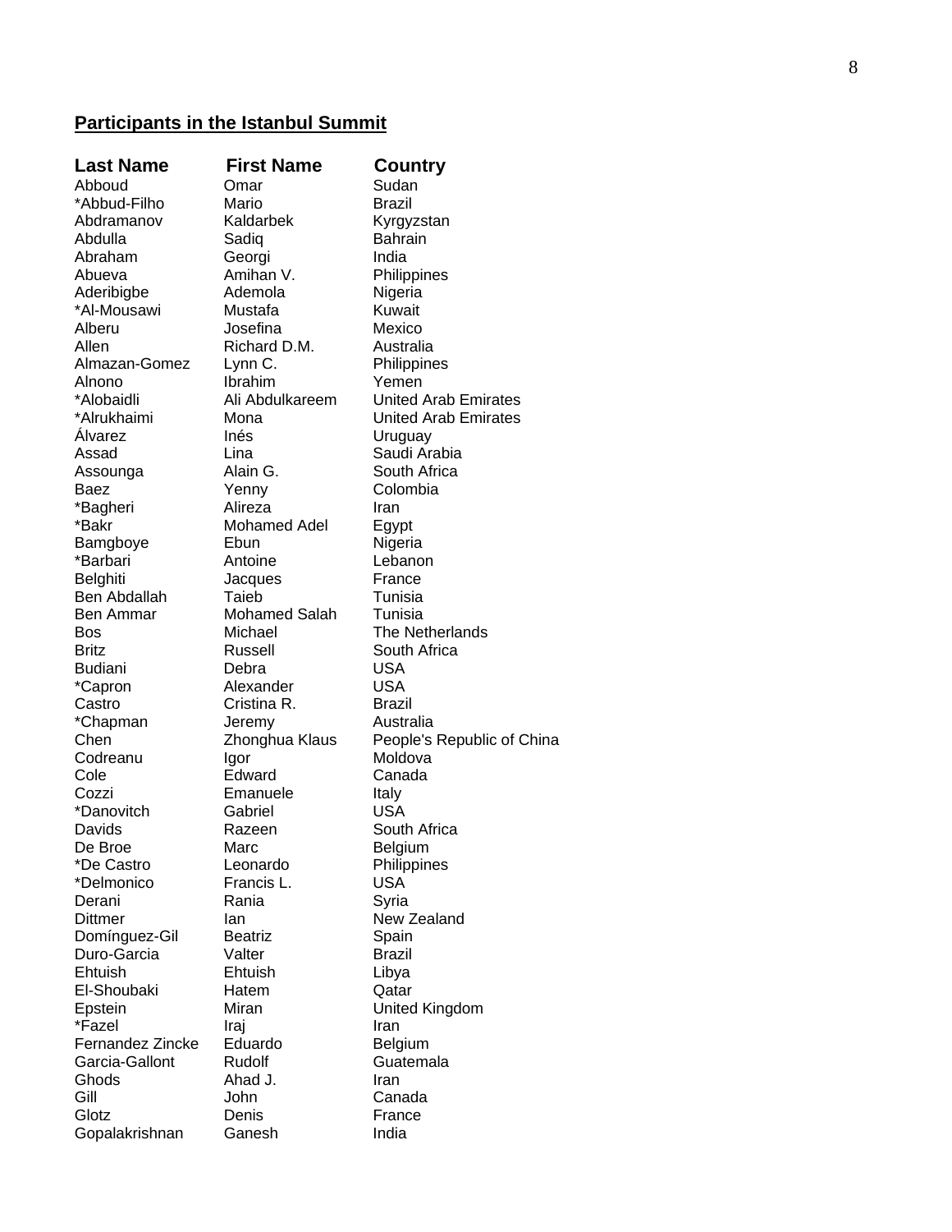**<u>Participants in the Istanbul Summit</u>**

| **Last Name** | **First Name** | **Country** |
|---|---|---|
| Abboud | Omar | Sudan |
| *Abbud-Filho | Mario | Brazil |
| Abdramanov | Kaldarbek | Kyrgyzstan |
| Abdulla | Sadiq | Bahrain |
| Abraham | Georgi | India |
| Abueva | Amihan V. | Philippines |
| Aderibigbe | Ademola | Nigeria |
| *Al-Mousawi | Mustafa | Kuwait |
| Alberu | Josefina | Mexico |
| Allen | Richard D.M. | Australia |
| Almazan-Gomez | Lynn C. | Philippines |
| Alnono | Ibrahim | Yemen |
| *Alobaidli | Ali Abdulkareem | United Arab Emirates |
| *Alrukhaimi | Mona | United Arab Emirates |
| Álvarez | Inés | Uruguay |
| Assad | Lina | Saudi Arabia |
| Assounga | Alain G. | South Africa |
| Baez | Yenny | Colombia |
| *Bagheri | Alireza | Iran |
| *Bakr | Mohamed Adel | Egypt |
| Bamgboye | Ebun | Nigeria |
| *Barbari | Antoine | Lebanon |
| Belghiti | Jacques | France |
| Ben Abdallah | Taieb | Tunisia |
| Ben Ammar | Mohamed Salah | Tunisia |
| Bos | Michael | The Netherlands |
| Britz | Russell | South Africa |
| Budiani | Debra | USA |
| *Capron | Alexander | USA |
| Castro | Cristina R. | Brazil |
| *Chapman | Jeremy | Australia |
| Chen | Zhonghua Klaus | People's Republic of China |
| Codreanu | Igor | Moldova |
| Cole | Edward | Canada |
| Cozzi | Emanuele | Italy |
| *Danovitch | Gabriel | USA |
| Davids | Razeen | South Africa |
| De Broe | Marc | Belgium |
| *De Castro | Leonardo | Philippines |
| *Delmonico | Francis L. | USA |
| Derani | Rania | Syria |
| Dittmer | Ian | New Zealand |
| Domínguez-Gil | Beatriz | Spain |
| Duro-Garcia | Valter | Brazil |
| Ehtuish | Ehtuish | Libya |
| El-Shoubaki | Hatem | Qatar |
| Epstein | Miran | United Kingdom |
| *Fazel | Iraj | Iran |
| Fernandez Zincke | Eduardo | Belgium |
| Garcia-Gallont | Rudolf | Guatemala |
| Ghods | Ahad J. | Iran |
| Gill | John | Canada |
| Glotz | Denis | France |
| Gopalakrishnan | Ganesh | India |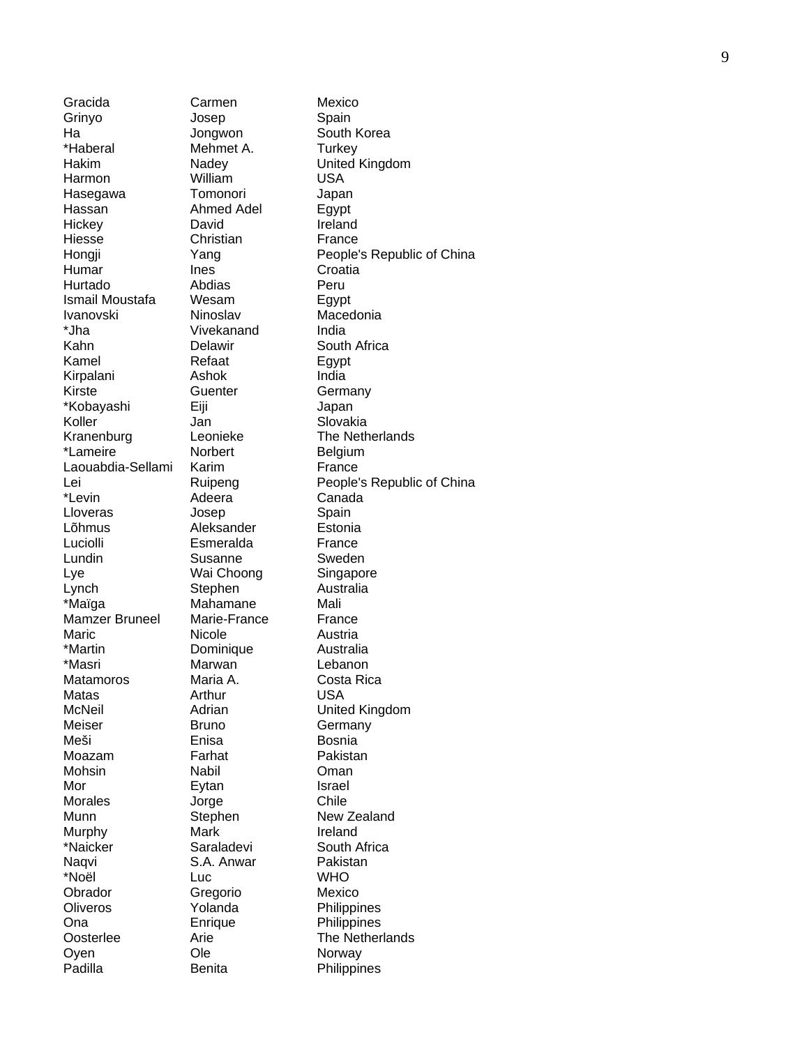| | | |
|---|---|---|
| Gracida | Carmen | Mexico |
| Grinyo | Josep | Spain |
| Ha | Jongwon | South Korea |
| *Haberal | Mehmet A. | Turkey |
| Hakim | Nadey | United Kingdom |
| Harmon | William | USA |
| Hasegawa | Tomonori | Japan |
| Hassan | Ahmed Adel | Egypt |
| Hickey | David | Ireland |
| Hiesse | Christian | France |
| Hongji | Yang | People's Republic of China |
| Humar | Ines | Croatia |
| Hurtado | Abdias | Peru |
| Ismail Moustafa | Wesam | Egypt |
| Ivanovski | Ninoslav | Macedonia |
| *Jha | Vivekanand | India |
| Kahn | Delawir | South Africa |
| Kamel | Refaat | Egypt |
| Kirpalani | Ashok | India |
| Kirste | Guenter | Germany |
| *Kobayashi | Eiji | Japan |
| Koller | Jan | Slovakia |
| Kranenburg | Leonieke | The Netherlands |
| *Lameire | Norbert | Belgium |
| Laouabdia-Sellami | Karim | France |
| Lei | Ruipeng | People's Republic of China |
| *Levin | Adeera | Canada |
| Lloveras | Josep | Spain |
| Lõhmus | Aleksander | Estonia |
| Luciolli | Esmeralda | France |
| Lundin | Susanne | Sweden |
| Lye | Wai Choong | Singapore |
| Lynch | Stephen | Australia |
| *Maïga | Mahamane | Mali |
| Mamzer Bruneel | Marie-France | France |
| Maric | Nicole | Austria |
| *Martin | Dominique | Australia |
| *Masri | Marwan | Lebanon |
| Matamoros | Maria A. | Costa Rica |
| Matas | Arthur | USA |
| McNeil | Adrian | United Kingdom |
| Meiser | Bruno | Germany |
| Meši | Enisa | Bosnia |
| Moazam | Farhat | Pakistan |
| Mohsin | Nabil | Oman |
| Mor | Eytan | Israel |
| Morales | Jorge | Chile |
| Munn | Stephen | New Zealand |
| Murphy | Mark | Ireland |
| *Naicker | Saraladevi | South Africa |
| Naqvi | S.A. Anwar | Pakistan |
| *Noël | Luc | WHO |
| Obrador | Gregorio | Mexico |
| Oliveros | Yolanda | Philippines |
| Ona | Enrique | Philippines |
| Oosterlee | Arie | The Netherlands |
| Oyen | Ole | Norway |
| Padilla | Benita | Philippines |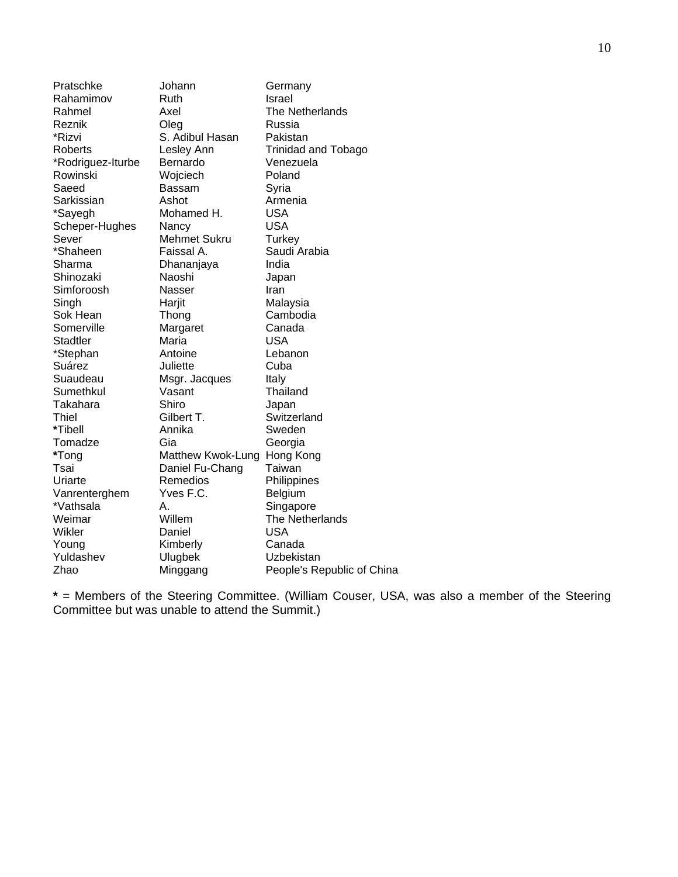| | | |
|---|---|---|
| Pratschke | Johann | Germany |
| Rahamimov | Ruth | Israel |
| Rahmel | Axel | The Netherlands |
| Reznik | Oleg | Russia |
| *Rizvi | S. Adibul Hasan | Pakistan |
| Roberts | Lesley Ann | Trinidad and Tobago |
| *Rodriguez-Iturbe | Bernardo | Venezuela |
| Rowinski | Wojciech | Poland |
| Saeed | Bassam | Syria |
| Sarkissian | Ashot | Armenia |
| *Sayegh | Mohamed H. | USA |
| Scheper-Hughes | Nancy | USA |
| Sever | Mehmet Sukru | Turkey |
| *Shaheen | Faissal A. | Saudi Arabia |
| Sharma | Dhananjaya | India |
| Shinozaki | Naoshi | Japan |
| Simforoosh | Nasser | Iran |
| Singh | Harjit | Malaysia |
| Sok Hean | Thong | Cambodia |
| Somerville | Margaret | Canada |
| Stadtler | Maria | USA |
| *Stephan | Antoine | Lebanon |
| Suárez | Juliette | Cuba |
| Suaudeau | Msgr. Jacques | Italy |
| Sumethkul | Vasant | Thailand |
| Takahara | Shiro | Japan |
| Thiel | Gilbert T. | Switzerland |
| **\***Tibell | Annika | Sweden |
| Tomadze | Gia | Georgia |
| **\***Tong | Matthew Kwok-Lung | Hong Kong |
| Tsai | Daniel Fu-Chang | Taiwan |
| Uriarte | Remedios | Philippines |
| Vanrenterghem | Yves F.C. | Belgium |
| *Vathsala | A. | Singapore |
| Weimar | Willem | The Netherlands |
| Wikler | Daniel | USA |
| Young | Kimberly | Canada |
| Yuldashev | Ulugbek | Uzbekistan |
| Zhao | Minggang | People's Republic of China |

**\*** = Members of the Steering Committee. (William Couser, USA, was also a member of the Steering Committee but was unable to attend the Summit.)